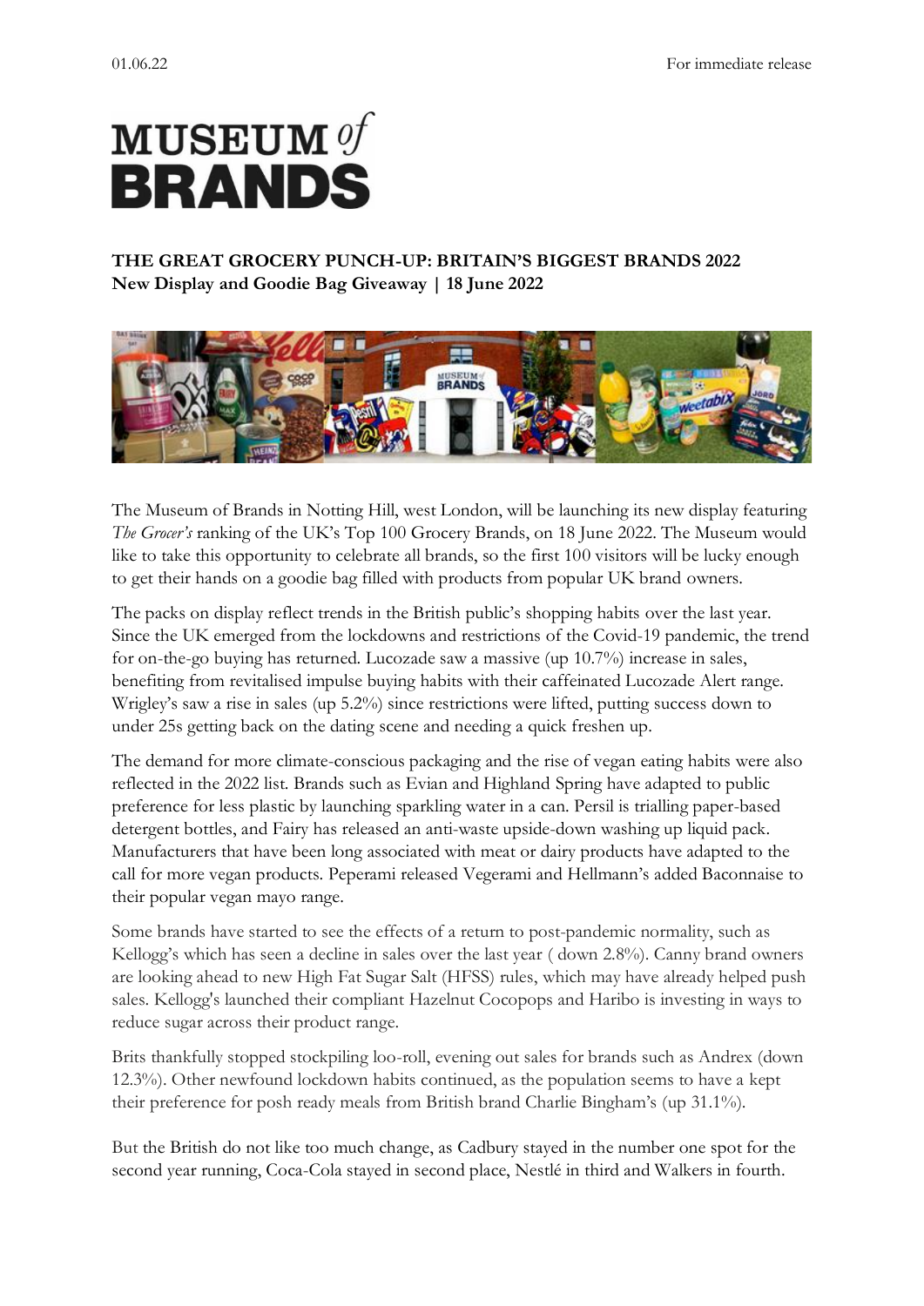01.06.22 For immediate release

# MUSEUM *of* BRANDS

**THE GREAT GROCERY PUNCH-UP: BRITAIN'S BIGGEST BRANDS 2022**
**New Display and Goodie Bag Giveaway | 18 June 2022**

The Museum of Brands in Notting Hill, west London, will be launching its new display featuring *The Grocer's* ranking of the UK's Top 100 Grocery Brands, on 18 June 2022. The Museum would like to take this opportunity to celebrate all brands, so the first 100 visitors will be lucky enough to get their hands on a goodie bag filled with products from popular UK brand owners.

The packs on display reflect trends in the British public's shopping habits over the last year. Since the UK emerged from the lockdowns and restrictions of the Covid-19 pandemic, the trend for on-the-go buying has returned. Lucozade saw a massive (up 10.7%) increase in sales, benefiting from revitalised impulse buying habits with their caffeinated Lucozade Alert range. Wrigley's saw a rise in sales (up 5.2%) since restrictions were lifted, putting success down to under 25s getting back on the dating scene and needing a quick freshen up.

The demand for more climate-conscious packaging and the rise of vegan eating habits were also reflected in the 2022 list. Brands such as Evian and Highland Spring have adapted to public preference for less plastic by launching sparkling water in a can. Persil is trialling paper-based detergent bottles, and Fairy has released an anti-waste upside-down washing up liquid pack. Manufacturers that have been long associated with meat or dairy products have adapted to the call for more vegan products. Peperami released Vegerami and Hellmann's added Baconnaise to their popular vegan mayo range.

Some brands have started to see the effects of a return to post-pandemic normality, such as Kellogg's which has seen a decline in sales over the last year ( down 2.8%). Canny brand owners are looking ahead to new High Fat Sugar Salt (HFSS) rules, which may have already helped push sales. Kellogg's launched their compliant Hazelnut Cocopops and Haribo is investing in ways to reduce sugar across their product range.

Brits thankfully stopped stockpiling loo-roll, evening out sales for brands such as Andrex (down 12.3%). Other newfound lockdown habits continued, as the population seems to have a kept their preference for posh ready meals from British brand Charlie Bingham's (up 31.1%).

But the British do not like too much change, as Cadbury stayed in the number one spot for the second year running, Coca-Cola stayed in second place, Nestlé in third and Walkers in fourth.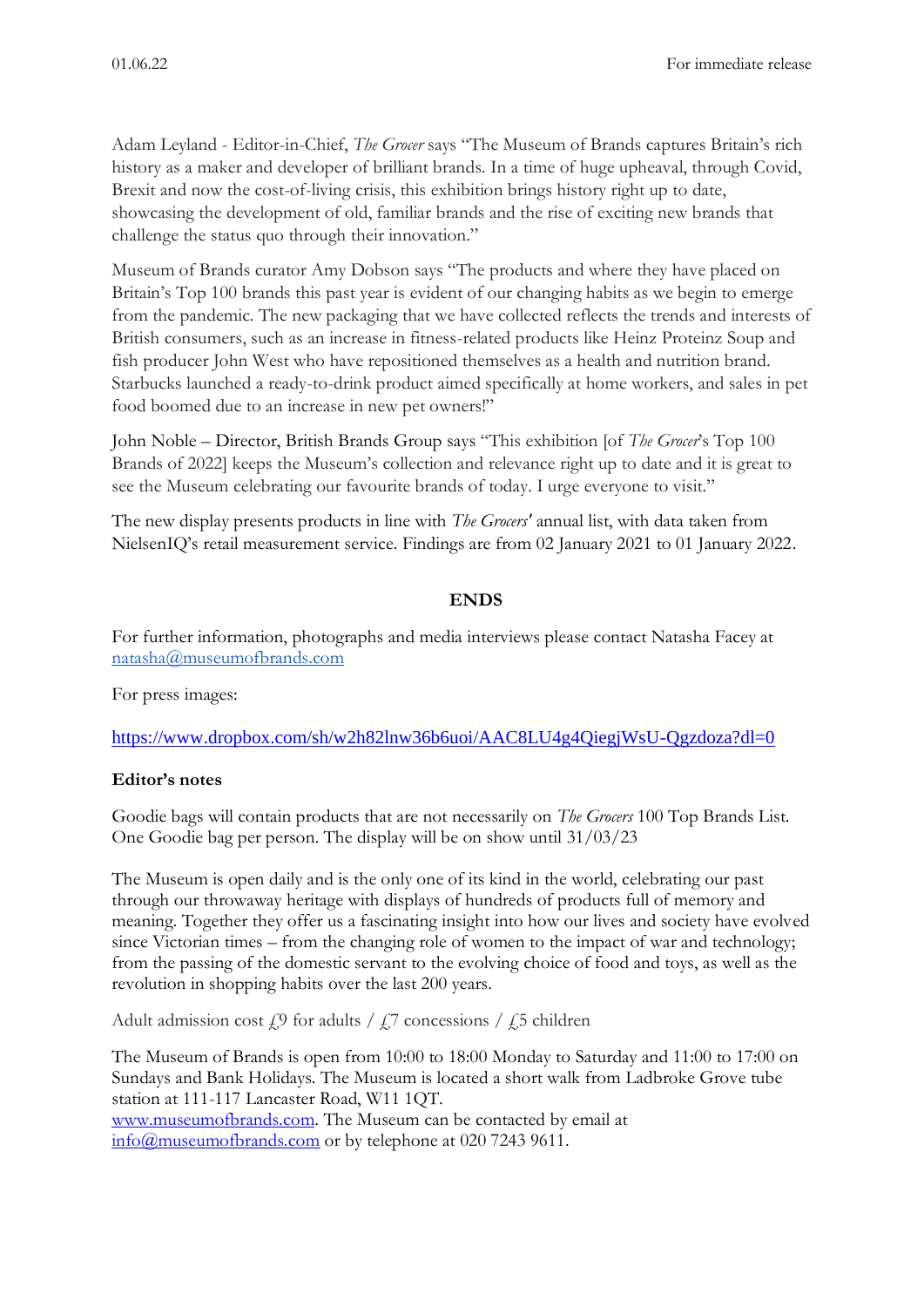Adam Leyland - Editor-in-Chief, *The Grocer* says "The Museum of Brands captures Britain's rich history as a maker and developer of brilliant brands. In a time of huge upheaval, through Covid, Brexit and now the cost-of-living crisis, this exhibition brings history right up to date, showcasing the development of old, familiar brands and the rise of exciting new brands that challenge the status quo through their innovation."

Museum of Brands curator Amy Dobson says "The products and where they have placed on Britain's Top 100 brands this past year is evident of our changing habits as we begin to emerge from the pandemic. The new packaging that we have collected reflects the trends and interests of British consumers, such as an increase in fitness-related products like Heinz Proteinz Soup and fish producer John West who have repositioned themselves as a health and nutrition brand. Starbucks launched a ready-to-drink product aimed specifically at home workers, and sales in pet food boomed due to an increase in new pet owners!"

John Noble – Director, British Brands Group says "This exhibition [of *The Grocer*'s Top 100 Brands of 2022] keeps the Museum's collection and relevance right up to date and it is great to see the Museum celebrating our favourite brands of today. I urge everyone to visit."

The new display presents products in line with *The Grocers'* annual list, with data taken from NielsenIQ's retail measurement service. Findings are from 02 January 2021 to 01 January 2022.

**ENDS**

For further information, photographs and media interviews please contact Natasha Facey at natasha@museumofbrands.com

For press images:

https://www.dropbox.com/sh/w2h82lnw36b6uoi/AAC8LU4g4QiegjWsU-Qgzdoza?dl=0

**Editor's notes**

Goodie bags will contain products that are not necessarily on *The Grocers* 100 Top Brands List. One Goodie bag per person. The display will be on show until 31/03/23

The Museum is open daily and is the only one of its kind in the world, celebrating our past through our throwaway heritage with displays of hundreds of products full of memory and meaning. Together they offer us a fascinating insight into how our lives and society have evolved since Victorian times – from the changing role of women to the impact of war and technology; from the passing of the domestic servant to the evolving choice of food and toys, as well as the revolution in shopping habits over the last 200 years.

Adult admission cost £9 for adults / £7 concessions / £5 children

The Museum of Brands is open from 10:00 to 18:00 Monday to Saturday and 11:00 to 17:00 on Sundays and Bank Holidays. The Museum is located a short walk from Ladbroke Grove tube station at 111-117 Lancaster Road, W11 1QT.
www.museumofbrands.com. The Museum can be contacted by email at info@museumofbrands.com or by telephone at 020 7243 9611.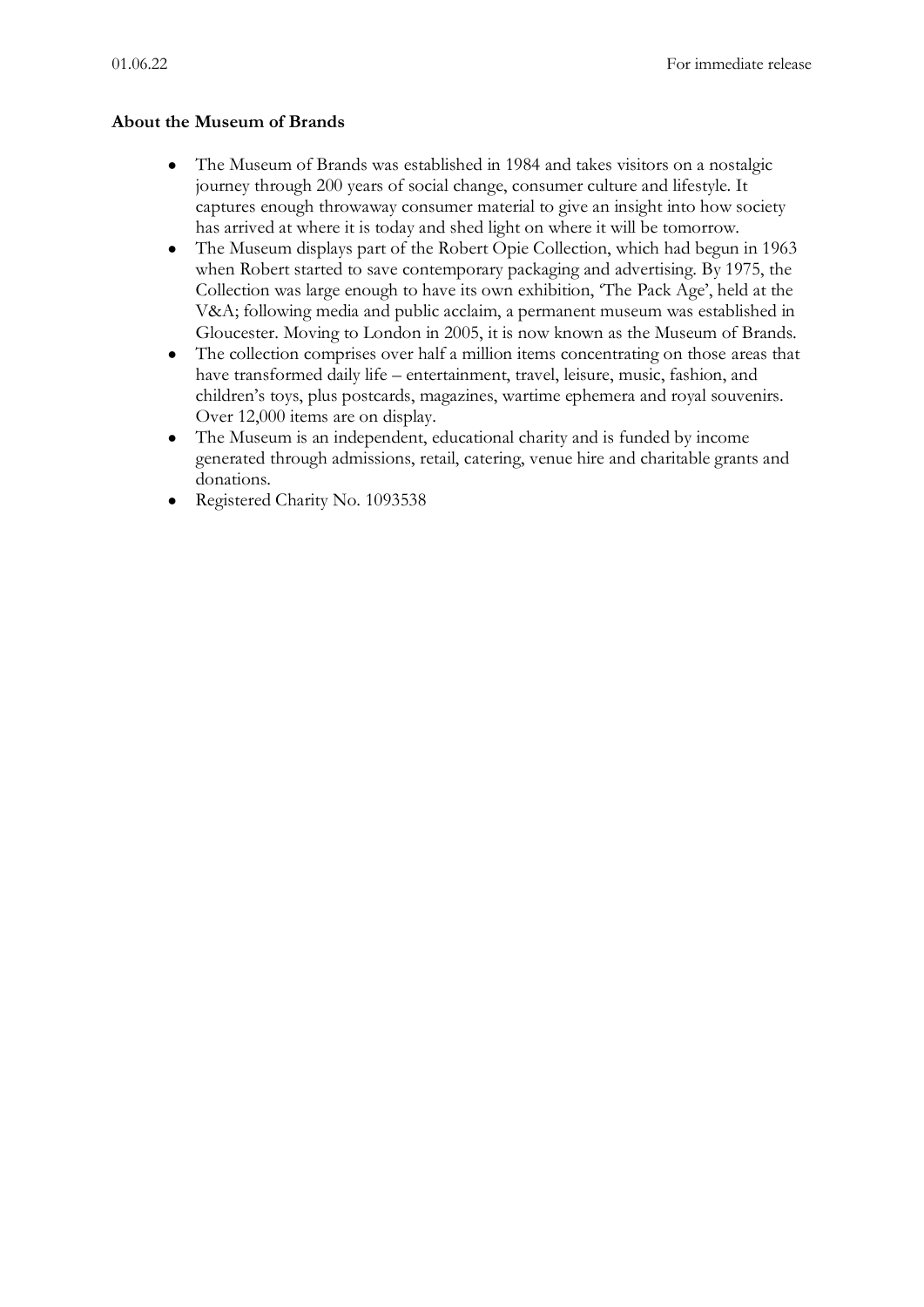**About the Museum of Brands**

- The Museum of Brands was established in 1984 and takes visitors on a nostalgic journey through 200 years of social change, consumer culture and lifestyle. It captures enough throwaway consumer material to give an insight into how society has arrived at where it is today and shed light on where it will be tomorrow.
- The Museum displays part of the Robert Opie Collection, which had begun in 1963 when Robert started to save contemporary packaging and advertising. By 1975, the Collection was large enough to have its own exhibition, 'The Pack Age', held at the V&A; following media and public acclaim, a permanent museum was established in Gloucester. Moving to London in 2005, it is now known as the Museum of Brands.
- The collection comprises over half a million items concentrating on those areas that have transformed daily life – entertainment, travel, leisure, music, fashion, and children's toys, plus postcards, magazines, wartime ephemera and royal souvenirs. Over 12,000 items are on display.
- The Museum is an independent, educational charity and is funded by income generated through admissions, retail, catering, venue hire and charitable grants and donations.
- Registered Charity No. 1093538